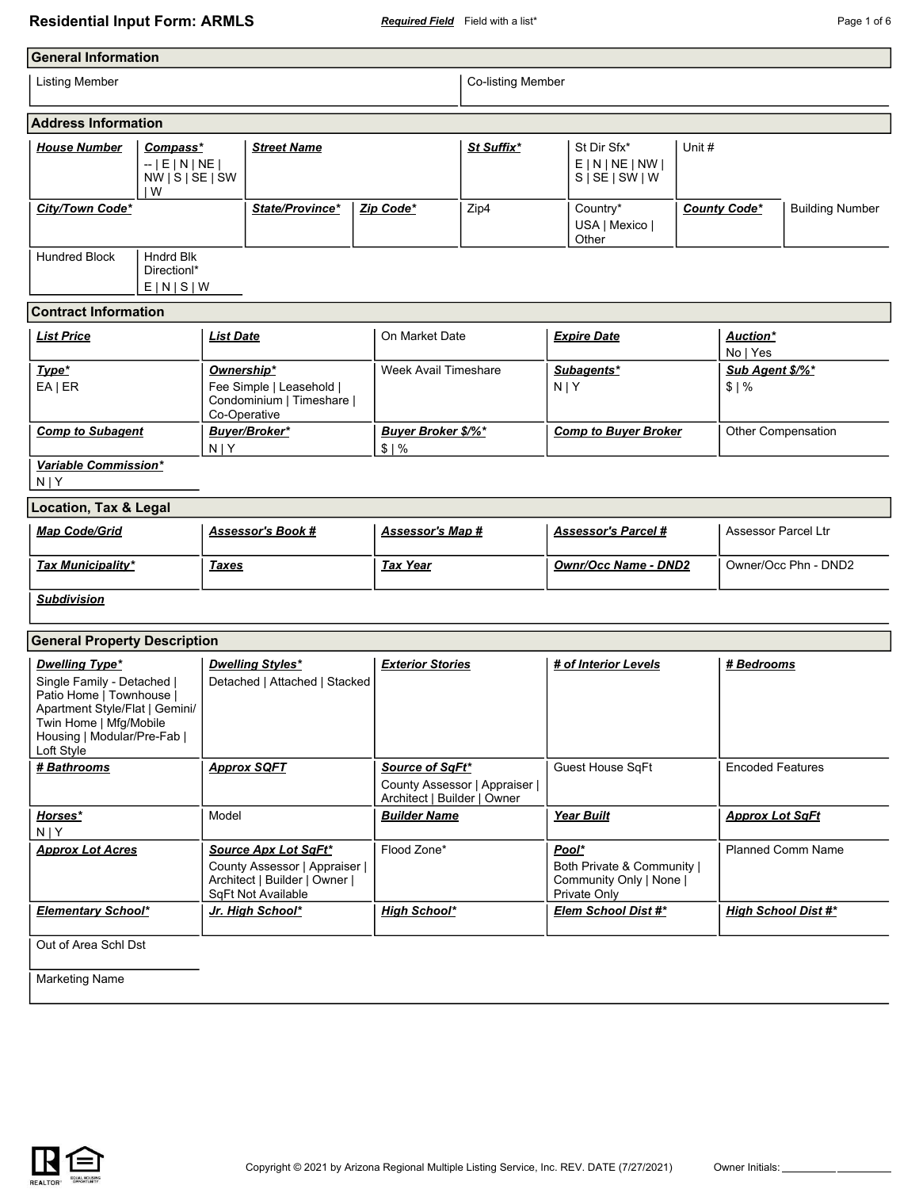# Residential Input Form: ARMLS

***Required Field*** Field with a list*

## General Information

| Listing Member | Co-listing Member |
|---|---|
| | |

## Address Information

| ***House Number*** | ***Compass**** | ***Street Name*** | | ***St Suffix**** | St Dir Sfx* | Unit # |
|---|---|---|---|---|---|---|
| | -- \| E \| N \| NE \| NW \| S \| SE \| SW \| W | | | | E \| N \| NE \| NW \| S \| SE \| SW \| W | |

| ***City/Town Code**** | ***State/Province**** | ***Zip Code**** | Zip4 | Country* | ***County Code**** | Building Number |
|---|---|---|---|---|---|---|
| | | | | USA \| Mexico \| Other | | |

| Hundred Block | Hndrd Blk Directionl* |
|---|---|
| | E \| N \| S \| W |

## Contract Information

| ***List Price*** | ***List Date*** | On Market Date | ***Expire Date*** | ***Auction**** |
|---|---|---|---|---|
| | | | | No \| Yes |
| ***Type**** | ***Ownership**** | Week Avail Timeshare | ***Subagents**** | ***Sub Agent $/%**** |
| EA \| ER | Fee Simple \| Leasehold \| Condominium \| Timeshare \| Co-Operative | | N \| Y | $ \| % |
| ***Comp to Subagent*** | ***Buyer/Broker**** | ***Buyer Broker $/%**** | ***Comp to Buyer Broker*** | Other Compensation |
| | N \| Y | $ \| % | | |
| ***Variable Commission**** | | | | |
| N \| Y | | | | |

## Location, Tax & Legal

| ***Map Code/Grid*** | ***Assessor's Book #*** | ***Assessor's Map #*** | ***Assessor's Parcel #*** | Assessor Parcel Ltr |
|---|---|---|---|---|
| ***Tax Municipality**** | ***Taxes*** | ***Tax Year*** | ***Ownr/Occ Name - DND2*** | Owner/Occ Phn - DND2 |
| ***Subdivision*** | | | | |

## General Property Description

| ***Dwelling Type**** | ***Dwelling Styles**** | ***Exterior Stories*** | ***# of Interior Levels*** | ***# Bedrooms*** |
|---|---|---|---|---|
| Single Family - Detached \| Patio Home \| Townhouse \| Apartment Style/Flat \| Gemini/ Twin Home \| Mfg/Mobile Housing \| Modular/Pre-Fab \| Loft Style | Detached \| Attached \| Stacked | | | |
| ***# Bathrooms*** | ***Approx SQFT*** | ***Source of SqFt**** | Guest House SqFt | Encoded Features |
| | | County Assessor \| Appraiser \| Architect \| Builder \| Owner | | |
| ***Horses**** | Model | ***Builder Name*** | ***Year Built*** | ***Approx Lot SqFt*** |
| N \| Y | | | | |
| ***Approx Lot Acres*** | ***Source Apx Lot SqFt**** | Flood Zone* | ***Pool**** | Planned Comm Name |
| | County Assessor \| Appraiser \| Architect \| Builder \| Owner \| SqFt Not Available | | Both Private & Community \| Community Only \| None \| Private Only | |
| ***Elementary School**** | ***Jr. High School**** | ***High School**** | ***Elem School Dist #**** | ***High School Dist #**** |
| Out of Area Schl Dst | | | | |
| Marketing Name | | | | |

Copyright © 2021 by Arizona Regional Multiple Listing Service, Inc. REV. DATE (7/27/2021)

Owner Initials: __________ __________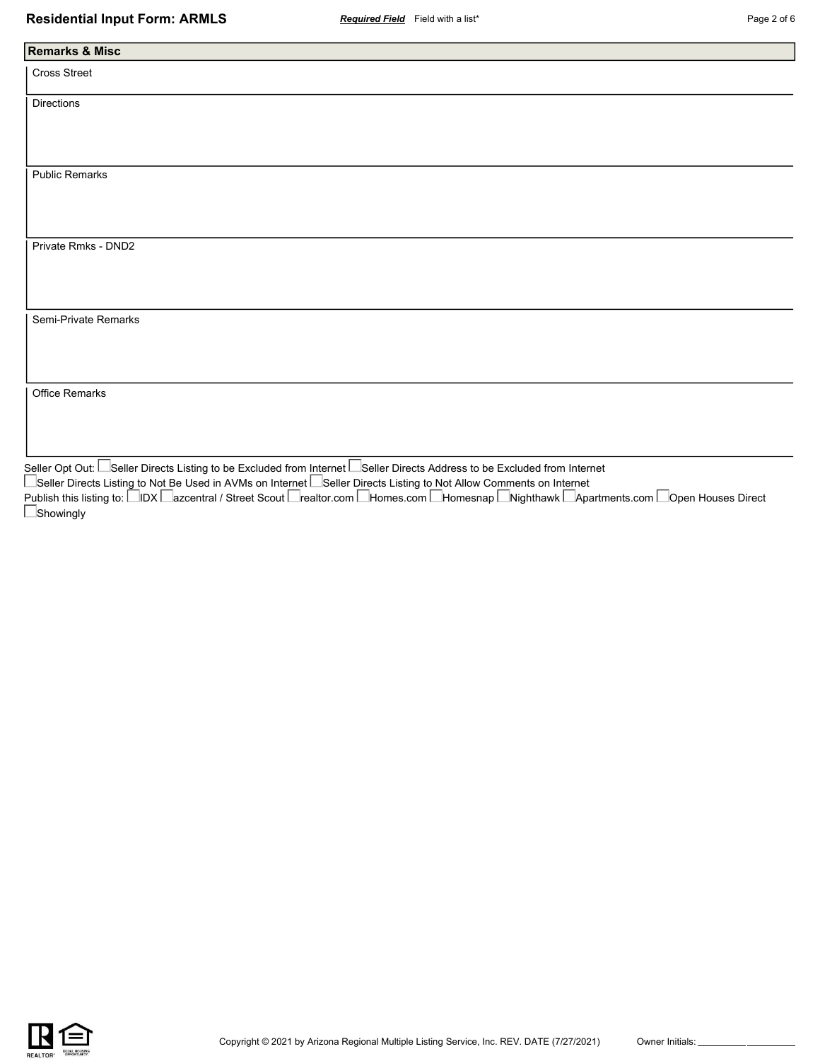## Remarks & Misc

Cross Street

Directions

Public Remarks

Private Rmks - DND2

Semi-Private Remarks

Office Remarks

Seller Opt Out: ☐ Seller Directs Listing to be Excluded from Internet ☐ Seller Directs Address to be Excluded from Internet
☐ Seller Directs Listing to Not Be Used in AVMs on Internet ☐ Seller Directs Listing to Not Allow Comments on Internet

Publish this listing to: ☐ IDX ☐ azcentral / Street Scout ☐ realtor.com ☐ Homes.com ☐ Homesnap ☐ Nighthawk ☐ Apartments.com ☐ Open Houses Direct
☐ Showingly

Copyright © 2021 by Arizona Regional Multiple Listing Service, Inc. REV. DATE (7/27/2021)

Owner Initials: __________ __________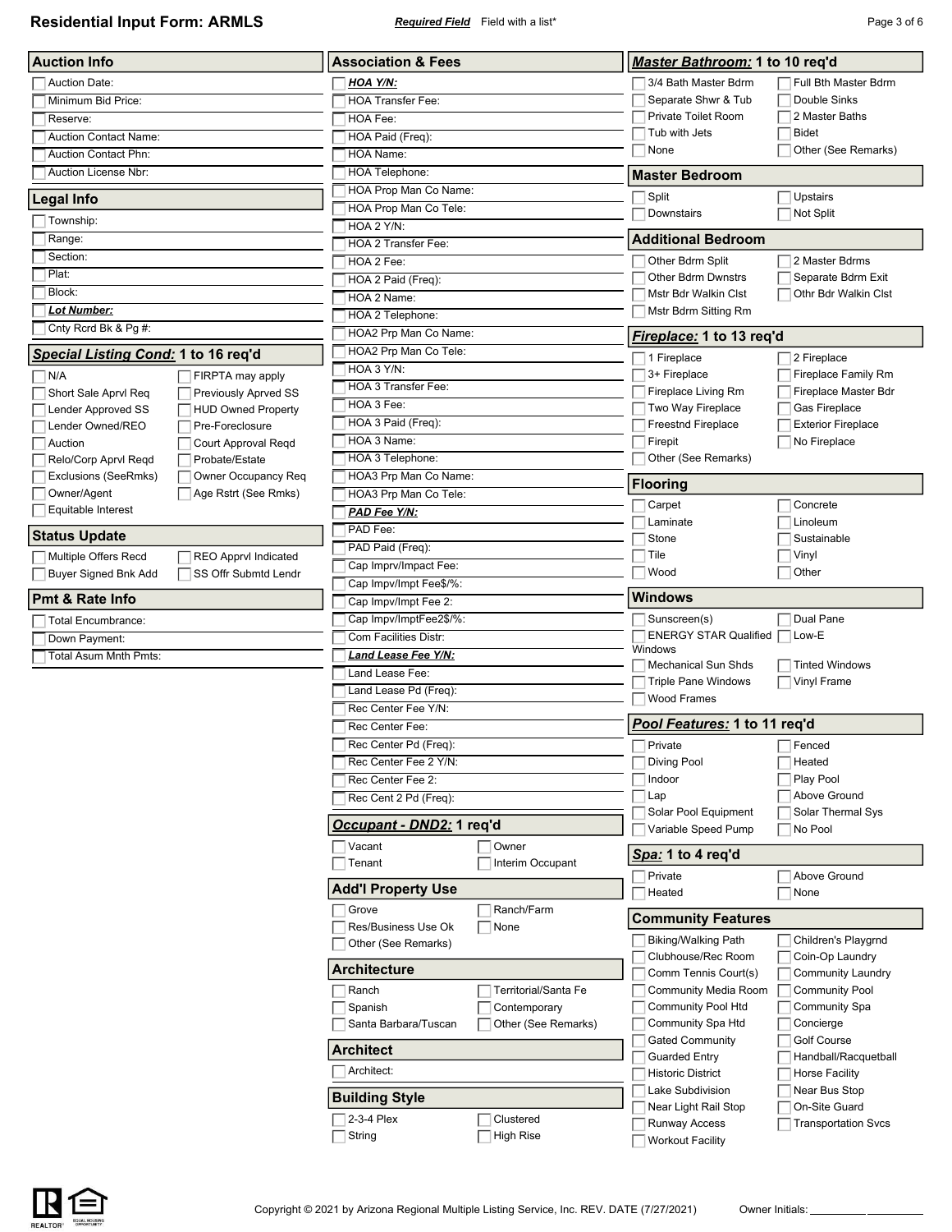# Residential Input Form: ARMLS

***Required Field*** Field with a list*

## Auction Info

- [ ] Auction Date:
- [ ] Minimum Bid Price:
- [ ] Reserve:
- [ ] Auction Contact Name:
- [ ] Auction Contact Phn:
- [ ] Auction License Nbr:

## Legal Info

- [ ] Township:
- [ ] Range:
- [ ] Section:
- [ ] Plat:
- [ ] Block:
- [ ] ***Lot Number:***
- [ ] Cnty Rcrd Bk & Pg #:

## ***Special Listing Cond:*** 1 to 16 req'd

- [ ] N/A
- [ ] FIRPTA may apply
- [ ] Short Sale Aprvl Req
- [ ] Previously Aprved SS
- [ ] Lender Approved SS
- [ ] HUD Owned Property
- [ ] Lender Owned/REO
- [ ] Pre-Foreclosure
- [ ] Auction
- [ ] Court Approval Reqd
- [ ] Relo/Corp Aprvl Reqd
- [ ] Probate/Estate
- [ ] Exclusions (SeeRmks)
- [ ] Owner Occupancy Req
- [ ] Owner/Agent
- [ ] Age Rstrt (See Rmks)
- [ ] Equitable Interest

## Status Update

- [ ] Multiple Offers Recd
- [ ] REO Apprvl Indicated
- [ ] Buyer Signed Bnk Add
- [ ] SS Offr Submtd Lendr

## Pmt & Rate Info

- [ ] Total Encumbrance:
- [ ] Down Payment:
- [ ] Total Asum Mnth Pmts:

## Association & Fees

- [ ] ***HOA Y/N:***
- [ ] HOA Transfer Fee:
- [ ] HOA Fee:
- [ ] HOA Paid (Freq):
- [ ] HOA Name:
- [ ] HOA Telephone:
- [ ] HOA Prop Man Co Name:
- [ ] HOA Prop Man Co Tele:
- [ ] HOA 2 Y/N:
- [ ] HOA 2 Transfer Fee:
- [ ] HOA 2 Fee:
- [ ] HOA 2 Paid (Freq):
- [ ] HOA 2 Name:
- [ ] HOA 2 Telephone:
- [ ] HOA2 Prp Man Co Name:
- [ ] HOA2 Prp Man Co Tele:
- [ ] HOA 3 Y/N:
- [ ] HOA 3 Transfer Fee:
- [ ] HOA 3 Fee:
- [ ] HOA 3 Paid (Freq):
- [ ] HOA 3 Name:
- [ ] HOA 3 Telephone:
- [ ] HOA3 Prp Man Co Name:
- [ ] HOA3 Prp Man Co Tele:
- [ ] ***PAD Fee Y/N:***
- [ ] PAD Fee:
- [ ] PAD Paid (Freq):
- [ ] Cap Imprv/Impact Fee:
- [ ] Cap Impv/Impt Fee$/%:
- [ ] Cap Impv/Impt Fee 2:
- [ ] Cap Impv/ImptFee2$/%:
- [ ] Com Facilities Distr:
- [ ] ***Land Lease Fee Y/N:***
- [ ] Land Lease Fee:
- [ ] Land Lease Pd (Freq):
- [ ] Rec Center Fee Y/N:
- [ ] Rec Center Fee:
- [ ] Rec Center Pd (Freq):
- [ ] Rec Center Fee 2 Y/N:
- [ ] Rec Center Fee 2:
- [ ] Rec Cent 2 Pd (Freq):

## ***Occupant - DND2:*** 1 req'd

- [ ] Vacant
- [ ] Owner
- [ ] Tenant
- [ ] Interim Occupant

## Add'l Property Use

- [ ] Grove
- [ ] Ranch/Farm
- [ ] Res/Business Use Ok
- [ ] None
- [ ] Other (See Remarks)

## Architecture

- [ ] Ranch
- [ ] Territorial/Santa Fe
- [ ] Spanish
- [ ] Contemporary
- [ ] Santa Barbara/Tuscan
- [ ] Other (See Remarks)

## Architect

- [ ] Architect:

## Building Style

- [ ] 2-3-4 Plex
- [ ] Clustered
- [ ] String
- [ ] High Rise

## ***Master Bathroom:*** 1 to 10 req'd

- [ ] 3/4 Bath Master Bdrm
- [ ] Full Bth Master Bdrm
- [ ] Separate Shwr & Tub
- [ ] Double Sinks
- [ ] Private Toilet Room
- [ ] 2 Master Baths
- [ ] Tub with Jets
- [ ] Bidet
- [ ] None
- [ ] Other (See Remarks)

## Master Bedroom

- [ ] Split
- [ ] Upstairs
- [ ] Downstairs
- [ ] Not Split

## Additional Bedroom

- [ ] Other Bdrm Split
- [ ] 2 Master Bdrms
- [ ] Other Bdrm Dwnstrs
- [ ] Separate Bdrm Exit
- [ ] Mstr Bdr Walkin Clst
- [ ] Othr Bdr Walkin Clst
- [ ] Mstr Bdrm Sitting Rm

## ***Fireplace:*** 1 to 13 req'd

- [ ] 1 Fireplace
- [ ] 2 Fireplace
- [ ] 3+ Fireplace
- [ ] Fireplace Family Rm
- [ ] Fireplace Living Rm
- [ ] Fireplace Master Bdr
- [ ] Two Way Fireplace
- [ ] Gas Fireplace
- [ ] Freestnd Fireplace
- [ ] Exterior Fireplace
- [ ] Firepit
- [ ] No Fireplace
- [ ] Other (See Remarks)

## Flooring

- [ ] Carpet
- [ ] Concrete
- [ ] Laminate
- [ ] Linoleum
- [ ] Stone
- [ ] Sustainable
- [ ] Tile
- [ ] Vinyl
- [ ] Wood
- [ ] Other

## Windows

- [ ] Sunscreen(s)
- [ ] Dual Pane
- [ ] ENERGY STAR Qualified Windows
- [ ] Low-E
- [ ] Mechanical Sun Shds
- [ ] Tinted Windows
- [ ] Triple Pane Windows
- [ ] Vinyl Frame
- [ ] Wood Frames

## ***Pool Features:*** 1 to 11 req'd

- [ ] Private
- [ ] Fenced
- [ ] Diving Pool
- [ ] Heated
- [ ] Indoor
- [ ] Play Pool
- [ ] Lap
- [ ] Above Ground
- [ ] Solar Pool Equipment
- [ ] Solar Thermal Sys
- [ ] Variable Speed Pump
- [ ] No Pool

## ***Spa:*** 1 to 4 req'd

- [ ] Private
- [ ] Above Ground
- [ ] Heated
- [ ] None

## Community Features

- [ ] Biking/Walking Path
- [ ] Children's Playgrnd
- [ ] Clubhouse/Rec Room
- [ ] Coin-Op Laundry
- [ ] Comm Tennis Court(s)
- [ ] Community Laundry
- [ ] Community Media Room
- [ ] Community Pool
- [ ] Community Pool Htd
- [ ] Community Spa
- [ ] Community Spa Htd
- [ ] Concierge
- [ ] Gated Community
- [ ] Golf Course
- [ ] Guarded Entry
- [ ] Handball/Racquetball
- [ ] Historic District
- [ ] Horse Facility
- [ ] Lake Subdivision
- [ ] Near Bus Stop
- [ ] Near Light Rail Stop
- [ ] On-Site Guard
- [ ] Runway Access
- [ ] Transportation Svcs
- [ ] Workout Facility

Copyright © 2021 by Arizona Regional Multiple Listing Service, Inc. REV. DATE (7/27/2021)

Owner Initials: _________ _________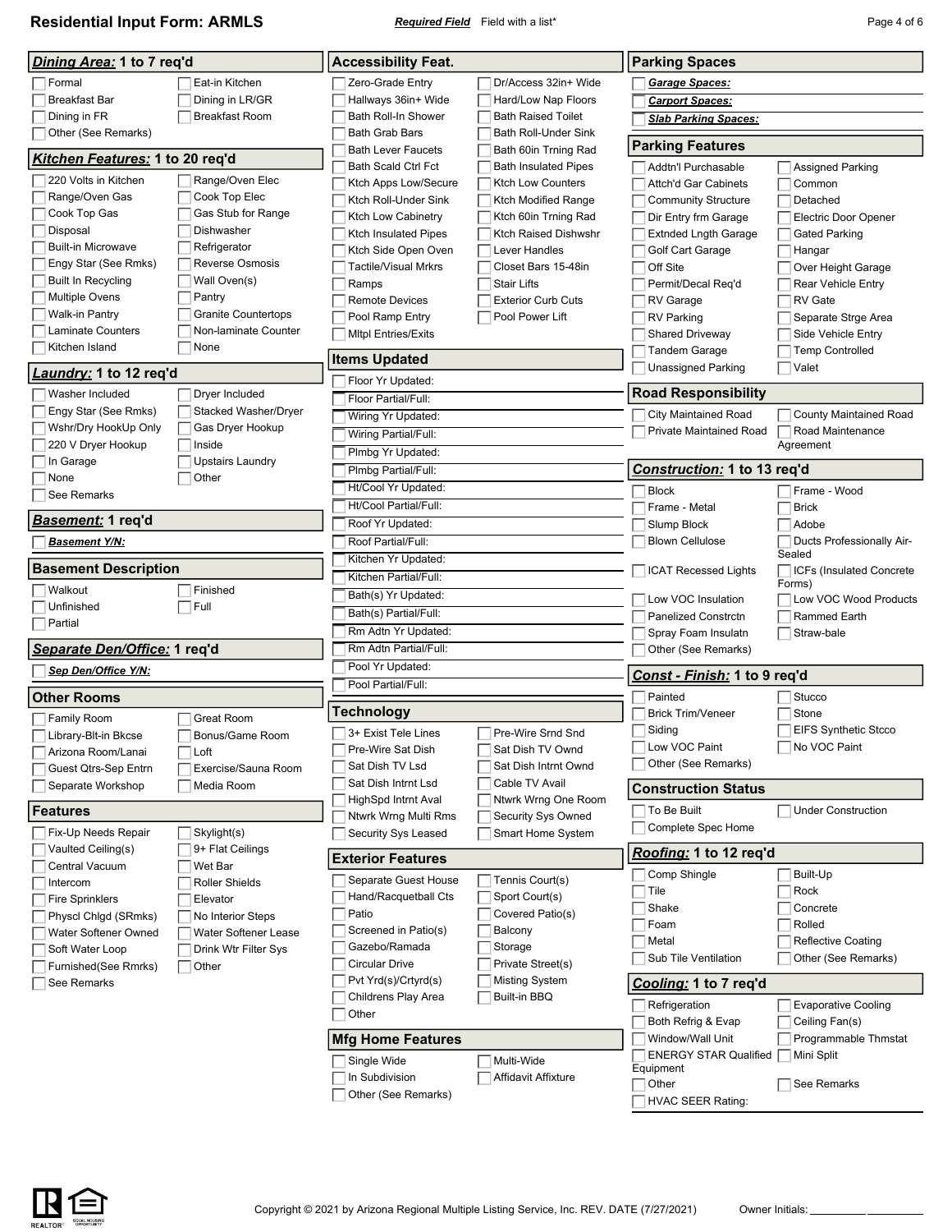# Residential Input Form: ARMLS

***Required Field*** Field with a list*

## ***Dining Area:*** 1 to 7 req'd

- [ ] Formal
- [ ] Eat-in Kitchen
- [ ] Breakfast Bar
- [ ] Dining in LR/GR
- [ ] Dining in FR
- [ ] Breakfast Room
- [ ] Other (See Remarks)

## ***Kitchen Features:*** 1 to 20 req'd

- [ ] 220 Volts in Kitchen
- [ ] Range/Oven Elec
- [ ] Range/Oven Gas
- [ ] Cook Top Elec
- [ ] Cook Top Gas
- [ ] Gas Stub for Range
- [ ] Disposal
- [ ] Dishwasher
- [ ] Built-in Microwave
- [ ] Refrigerator
- [ ] Engy Star (See Rmks)
- [ ] Reverse Osmosis
- [ ] Built In Recycling
- [ ] Wall Oven(s)
- [ ] Multiple Ovens
- [ ] Pantry
- [ ] Walk-in Pantry
- [ ] Granite Countertops
- [ ] Laminate Counters
- [ ] Non-laminate Counter
- [ ] Kitchen Island
- [ ] None

## ***Laundry:*** 1 to 12 req'd

- [ ] Washer Included
- [ ] Dryer Included
- [ ] Engy Star (See Rmks)
- [ ] Stacked Washer/Dryer
- [ ] Wshr/Dry HookUp Only
- [ ] Gas Dryer Hookup
- [ ] 220 V Dryer Hookup
- [ ] Inside
- [ ] In Garage
- [ ] Upstairs Laundry
- [ ] None
- [ ] Other
- [ ] See Remarks

## ***Basement:*** 1 req'd

- [ ] ***Basement Y/N:***

## Basement Description

- [ ] Walkout
- [ ] Finished
- [ ] Unfinished
- [ ] Full
- [ ] Partial

## ***Separate Den/Office:*** 1 req'd

- [ ] ***Sep Den/Office Y/N:***

## Other Rooms

- [ ] Family Room
- [ ] Great Room
- [ ] Library-Blt-in Bkcse
- [ ] Bonus/Game Room
- [ ] Arizona Room/Lanai
- [ ] Loft
- [ ] Guest Qtrs-Sep Entrn
- [ ] Exercise/Sauna Room
- [ ] Separate Workshop
- [ ] Media Room

## Features

- [ ] Fix-Up Needs Repair
- [ ] Skylight(s)
- [ ] Vaulted Ceiling(s)
- [ ] 9+ Flat Ceilings
- [ ] Central Vacuum
- [ ] Wet Bar
- [ ] Intercom
- [ ] Roller Shields
- [ ] Fire Sprinklers
- [ ] Elevator
- [ ] Physcl Chlgd (SRmks)
- [ ] No Interior Steps
- [ ] Water Softener Owned
- [ ] Water Softener Lease
- [ ] Soft Water Loop
- [ ] Drink Wtr Filter Sys
- [ ] Furnished(See Rmrks)
- [ ] Other
- [ ] See Remarks

## Accessibility Feat.

- [ ] Zero-Grade Entry
- [ ] Dr/Access 32in+ Wide
- [ ] Hallways 36in+ Wide
- [ ] Hard/Low Nap Floors
- [ ] Bath Roll-In Shower
- [ ] Bath Raised Toilet
- [ ] Bath Grab Bars
- [ ] Bath Roll-Under Sink
- [ ] Bath Lever Faucets
- [ ] Bath 60in Trning Rad
- [ ] Bath Scald Ctrl Fct
- [ ] Bath Insulated Pipes
- [ ] Ktch Apps Low/Secure
- [ ] Ktch Low Counters
- [ ] Ktch Roll-Under Sink
- [ ] Ktch Modified Range
- [ ] Ktch Low Cabinetry
- [ ] Ktch 60in Trning Rad
- [ ] Ktch Insulated Pipes
- [ ] Ktch Raised Dishwshr
- [ ] Ktch Side Open Oven
- [ ] Lever Handles
- [ ] Tactile/Visual Mrkrs
- [ ] Closet Bars 15-48in
- [ ] Ramps
- [ ] Stair Lifts
- [ ] Remote Devices
- [ ] Exterior Curb Cuts
- [ ] Pool Ramp Entry
- [ ] Pool Power Lift
- [ ] Mltpl Entries/Exits

## Items Updated

- [ ] Floor Yr Updated:
- [ ] Floor Partial/Full:
- [ ] Wiring Yr Updated:
- [ ] Wiring Partial/Full:
- [ ] Plmbg Yr Updated:
- [ ] Plmbg Partial/Full:
- [ ] Ht/Cool Yr Updated:
- [ ] Ht/Cool Partial/Full:
- [ ] Roof Yr Updated:
- [ ] Roof Partial/Full:
- [ ] Kitchen Yr Updated:
- [ ] Kitchen Partial/Full:
- [ ] Bath(s) Yr Updated:
- [ ] Bath(s) Partial/Full:
- [ ] Rm Adtn Yr Updated:
- [ ] Rm Adtn Partial/Full:
- [ ] Pool Yr Updated:
- [ ] Pool Partial/Full:

## Technology

- [ ] 3+ Exist Tele Lines
- [ ] Pre-Wire Srnd Snd
- [ ] Pre-Wire Sat Dish
- [ ] Sat Dish TV Ownd
- [ ] Sat Dish TV Lsd
- [ ] Sat Dish Intrnt Ownd
- [ ] Sat Dish Intrnt Lsd
- [ ] Cable TV Avail
- [ ] HighSpd Intrnt Aval
- [ ] Ntwrk Wrng One Room
- [ ] Ntwrk Wrng Multi Rms
- [ ] Security Sys Owned
- [ ] Security Sys Leased
- [ ] Smart Home System

## Exterior Features

- [ ] Separate Guest House
- [ ] Tennis Court(s)
- [ ] Hand/Racquetball Cts
- [ ] Sport Court(s)
- [ ] Patio
- [ ] Covered Patio(s)
- [ ] Screened in Patio(s)
- [ ] Balcony
- [ ] Gazebo/Ramada
- [ ] Storage
- [ ] Circular Drive
- [ ] Private Street(s)
- [ ] Pvt Yrd(s)/Crtyrd(s)
- [ ] Misting System
- [ ] Childrens Play Area
- [ ] Built-in BBQ
- [ ] Other

## Mfg Home Features

- [ ] Single Wide
- [ ] Multi-Wide
- [ ] In Subdivision
- [ ] Affidavit Affixture
- [ ] Other (See Remarks)

## Parking Spaces

- [ ] ***Garage Spaces:***
- [ ] ***Carport Spaces:***
- [ ] ***Slab Parking Spaces:***

## Parking Features

- [ ] Addtn'l Purchasable
- [ ] Assigned Parking
- [ ] Attch'd Gar Cabinets
- [ ] Common
- [ ] Community Structure
- [ ] Detached
- [ ] Dir Entry frm Garage
- [ ] Electric Door Opener
- [ ] Extnded Lngth Garage
- [ ] Gated Parking
- [ ] Golf Cart Garage
- [ ] Hangar
- [ ] Off Site
- [ ] Over Height Garage
- [ ] Permit/Decal Req'd
- [ ] Rear Vehicle Entry
- [ ] RV Garage
- [ ] RV Gate
- [ ] RV Parking
- [ ] Separate Strge Area
- [ ] Shared Driveway
- [ ] Side Vehicle Entry
- [ ] Tandem Garage
- [ ] Temp Controlled
- [ ] Unassigned Parking
- [ ] Valet

## Road Responsibility

- [ ] City Maintained Road
- [ ] County Maintained Road
- [ ] Private Maintained Road
- [ ] Road Maintenance Agreement

## ***Construction:*** 1 to 13 req'd

- [ ] Block
- [ ] Frame - Wood
- [ ] Frame - Metal
- [ ] Brick
- [ ] Slump Block
- [ ] Adobe
- [ ] Blown Cellulose
- [ ] Ducts Professionally Air-Sealed
- [ ] ICAT Recessed Lights
- [ ] ICFs (Insulated Concrete Forms)
- [ ] Low VOC Insulation
- [ ] Low VOC Wood Products
- [ ] Panelized Constrctn
- [ ] Rammed Earth
- [ ] Spray Foam Insulatn
- [ ] Straw-bale
- [ ] Other (See Remarks)

## ***Const - Finish:*** 1 to 9 req'd

- [ ] Painted
- [ ] Stucco
- [ ] Brick Trim/Veneer
- [ ] Stone
- [ ] Siding
- [ ] EIFS Synthetic Stcco
- [ ] Low VOC Paint
- [ ] No VOC Paint
- [ ] Other (See Remarks)

## Construction Status

- [ ] To Be Built
- [ ] Under Construction
- [ ] Complete Spec Home

## ***Roofing:*** 1 to 12 req'd

- [ ] Comp Shingle
- [ ] Built-Up
- [ ] Tile
- [ ] Rock
- [ ] Shake
- [ ] Concrete
- [ ] Foam
- [ ] Rolled
- [ ] Metal
- [ ] Reflective Coating
- [ ] Sub Tile Ventilation
- [ ] Other (See Remarks)

## ***Cooling:*** 1 to 7 req'd

- [ ] Refrigeration
- [ ] Evaporative Cooling
- [ ] Both Refrig & Evap
- [ ] Ceiling Fan(s)
- [ ] Window/Wall Unit
- [ ] Programmable Thmstat
- [ ] ENERGY STAR Qualified Equipment
- [ ] Mini Split
- [ ] Other
- [ ] See Remarks
- [ ] HVAC SEER Rating:

Copyright © 2021 by Arizona Regional Multiple Listing Service, Inc. REV. DATE (7/27/2021)

Owner Initials: __________ __________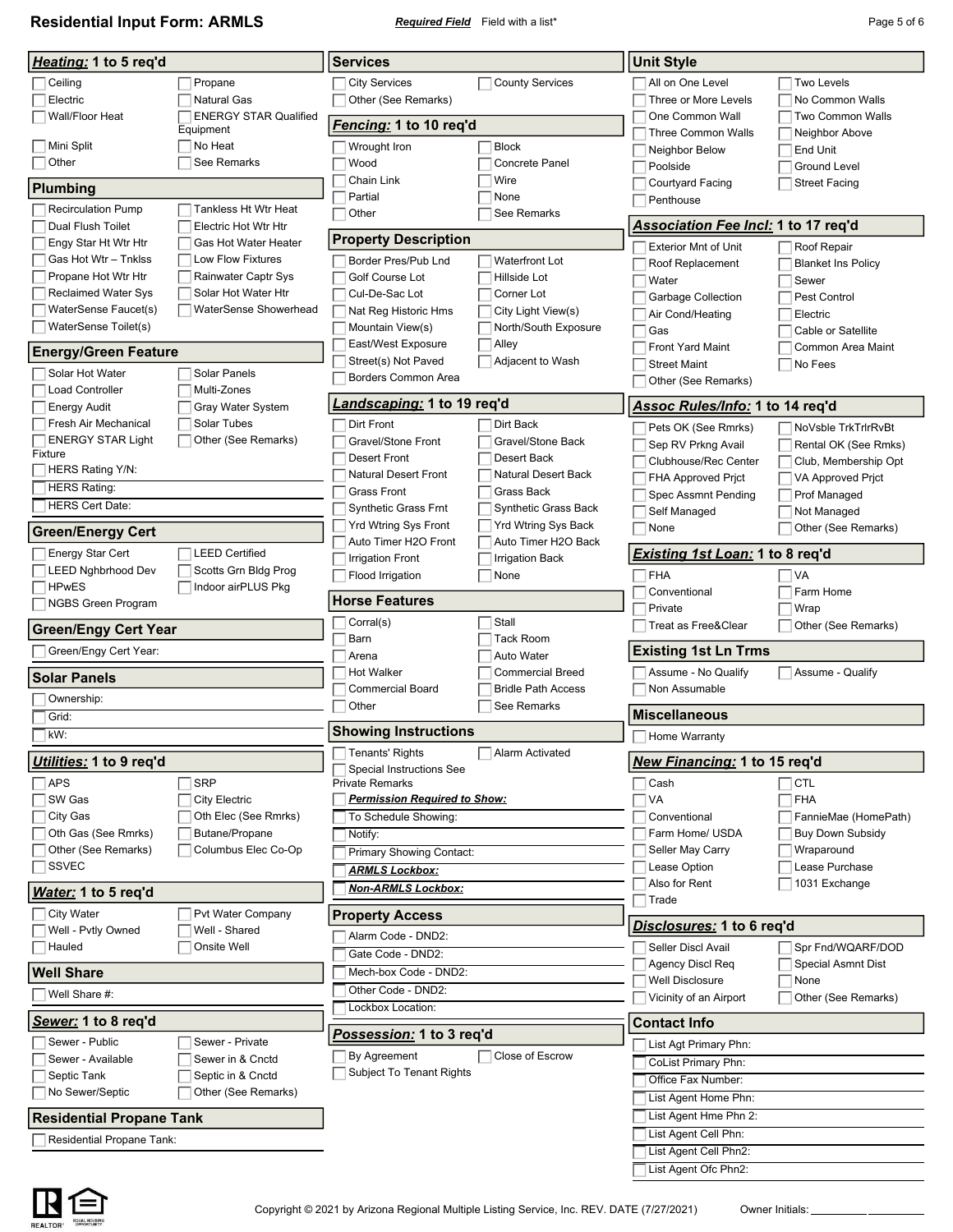# Residential Input Form: ARMLS

***Required Field*** Field with a list*

## *Heating:* 1 to 5 req'd

- ☐ Ceiling
- ☐ Propane
- ☐ Electric
- ☐ Natural Gas
- ☐ Wall/Floor Heat
- ☐ ENERGY STAR Qualified Equipment
- ☐ Mini Split
- ☐ No Heat
- ☐ Other
- ☐ See Remarks

## Plumbing

- ☐ Recirculation Pump
- ☐ Tankless Ht Wtr Heat
- ☐ Dual Flush Toilet
- ☐ Electric Hot Wtr Htr
- ☐ Engy Star Ht Wtr Htr
- ☐ Gas Hot Water Heater
- ☐ Gas Hot Wtr – Tnklss
- ☐ Low Flow Fixtures
- ☐ Propane Hot Wtr Htr
- ☐ Rainwater Captr Sys
- ☐ Reclaimed Water Sys
- ☐ Solar Hot Water Htr
- ☐ WaterSense Faucet(s)
- ☐ WaterSense Showerhead
- ☐ WaterSense Toilet(s)

## Energy/Green Feature

- ☐ Solar Hot Water
- ☐ Solar Panels
- ☐ Load Controller
- ☐ Multi-Zones
- ☐ Energy Audit
- ☐ Gray Water System
- ☐ Fresh Air Mechanical
- ☐ Solar Tubes
- ☐ ENERGY STAR Light Fixture
- ☐ Other (See Remarks)
- ☐ HERS Rating Y/N:
- ☐ HERS Rating:
- ☐ HERS Cert Date:

## Green/Energy Cert

- ☐ Energy Star Cert
- ☐ LEED Certified
- ☐ LEED Nghbrhood Dev
- ☐ Scotts Grn Bldg Prog
- ☐ HPwES
- ☐ Indoor airPLUS Pkg
- ☐ NGBS Green Program

## Green/Engy Cert Year

- ☐ Green/Engy Cert Year:

## Solar Panels

- ☐ Ownership:
- ☐ Grid:
- ☐ kW:

## *Utilities:* 1 to 9 req'd

- ☐ APS
- ☐ SRP
- ☐ SW Gas
- ☐ City Electric
- ☐ City Gas
- ☐ Oth Elec (See Rmrks)
- ☐ Oth Gas (See Rmrks)
- ☐ Butane/Propane
- ☐ Other (See Remarks)
- ☐ Columbus Elec Co-Op
- ☐ SSVEC

## *Water:* 1 to 5 req'd

- ☐ City Water
- ☐ Pvt Water Company
- ☐ Well - Pvtly Owned
- ☐ Well - Shared
- ☐ Hauled
- ☐ Onsite Well

## Well Share

- ☐ Well Share #:

## *Sewer:* 1 to 8 req'd

- ☐ Sewer - Public
- ☐ Sewer - Private
- ☐ Sewer - Available
- ☐ Sewer in & Cnctd
- ☐ Septic Tank
- ☐ Septic in & Cnctd
- ☐ No Sewer/Septic
- ☐ Other (See Remarks)

## Residential Propane Tank

- ☐ Residential Propane Tank:

## Services

- ☐ City Services
- ☐ County Services
- ☐ Other (See Remarks)

## *Fencing:* 1 to 10 req'd

- ☐ Wrought Iron
- ☐ Block
- ☐ Wood
- ☐ Concrete Panel
- ☐ Chain Link
- ☐ Wire
- ☐ Partial
- ☐ None
- ☐ Other
- ☐ See Remarks

## Property Description

- ☐ Border Pres/Pub Lnd
- ☐ Waterfront Lot
- ☐ Golf Course Lot
- ☐ Hillside Lot
- ☐ Cul-De-Sac Lot
- ☐ Corner Lot
- ☐ Nat Reg Historic Hms
- ☐ City Light View(s)
- ☐ Mountain View(s)
- ☐ North/South Exposure
- ☐ East/West Exposure
- ☐ Alley
- ☐ Street(s) Not Paved
- ☐ Adjacent to Wash
- ☐ Borders Common Area

## *Landscaping:* 1 to 19 req'd

- ☐ Dirt Front
- ☐ Dirt Back
- ☐ Gravel/Stone Front
- ☐ Gravel/Stone Back
- ☐ Desert Front
- ☐ Desert Back
- ☐ Natural Desert Front
- ☐ Natural Desert Back
- ☐ Grass Front
- ☐ Grass Back
- ☐ Synthetic Grass Frnt
- ☐ Synthetic Grass Back
- ☐ Yrd Wtring Sys Front
- ☐ Yrd Wtring Sys Back
- ☐ Auto Timer H2O Front
- ☐ Auto Timer H2O Back
- ☐ Irrigation Front
- ☐ Irrigation Back
- ☐ Flood Irrigation
- ☐ None

## Horse Features

- ☐ Corral(s)
- ☐ Stall
- ☐ Barn
- ☐ Tack Room
- ☐ Arena
- ☐ Auto Water
- ☐ Hot Walker
- ☐ Commercial Breed
- ☐ Commercial Board
- ☐ Bridle Path Access
- ☐ Other
- ☐ See Remarks

## Showing Instructions

- ☐ Tenants' Rights
- ☐ Alarm Activated
- ☐ Special Instructions See Private Remarks
- ☐ ***Permission Required to Show:***
- ☐ To Schedule Showing:
- ☐ Notify:
- ☐ Primary Showing Contact:
- ☐ ***ARMLS Lockbox:***
- ☐ ***Non-ARMLS Lockbox:***

## Property Access

- ☐ Alarm Code - DND2:
- ☐ Gate Code - DND2:
- ☐ Mech-box Code - DND2:
- ☐ Other Code - DND2:
- ☐ Lockbox Location:

## *Possession:* 1 to 3 req'd

- ☐ By Agreement
- ☐ Close of Escrow
- ☐ Subject To Tenant Rights

## Unit Style

- ☐ All on One Level
- ☐ Two Levels
- ☐ Three or More Levels
- ☐ No Common Walls
- ☐ One Common Wall
- ☐ Two Common Walls
- ☐ Three Common Walls
- ☐ Neighbor Above
- ☐ Neighbor Below
- ☐ End Unit
- ☐ Poolside
- ☐ Ground Level
- ☐ Courtyard Facing
- ☐ Street Facing
- ☐ Penthouse

## *Association Fee Incl:* 1 to 17 req'd

- ☐ Exterior Mnt of Unit
- ☐ Roof Repair
- ☐ Roof Replacement
- ☐ Blanket Ins Policy
- ☐ Water
- ☐ Sewer
- ☐ Garbage Collection
- ☐ Pest Control
- ☐ Air Cond/Heating
- ☐ Electric
- ☐ Gas
- ☐ Cable or Satellite
- ☐ Front Yard Maint
- ☐ Common Area Maint
- ☐ Street Maint
- ☐ No Fees
- ☐ Other (See Remarks)

## *Assoc Rules/Info:* 1 to 14 req'd

- ☐ Pets OK (See Rmrks)
- ☐ NoVsble TrkTrlrRvBt
- ☐ Sep RV Prkng Avail
- ☐ Rental OK (See Rmks)
- ☐ Clubhouse/Rec Center
- ☐ Club, Membership Opt
- ☐ FHA Approved Prjct
- ☐ VA Approved Prjct
- ☐ Spec Assmnt Pending
- ☐ Prof Managed
- ☐ Self Managed
- ☐ Not Managed
- ☐ None
- ☐ Other (See Remarks)

## *Existing 1st Loan:* 1 to 8 req'd

- ☐ FHA
- ☐ VA
- ☐ Conventional
- ☐ Farm Home
- ☐ Private
- ☐ Wrap
- ☐ Treat as Free&Clear
- ☐ Other (See Remarks)

## Existing 1st Ln Trms

- ☐ Assume - No Qualify
- ☐ Assume - Qualify
- ☐ Non Assumable

## Miscellaneous

- ☐ Home Warranty

## *New Financing:* 1 to 15 req'd

- ☐ Cash
- ☐ CTL
- ☐ VA
- ☐ FHA
- ☐ Conventional
- ☐ FannieMae (HomePath)
- ☐ Farm Home/ USDA
- ☐ Buy Down Subsidy
- ☐ Seller May Carry
- ☐ Wraparound
- ☐ Lease Option
- ☐ Lease Purchase
- ☐ Also for Rent
- ☐ 1031 Exchange
- ☐ Trade

## *Disclosures:* 1 to 6 req'd

- ☐ Seller Discl Avail
- ☐ Spr Fnd/WQARF/DOD
- ☐ Agency Discl Req
- ☐ Special Asmnt Dist
- ☐ Well Disclosure
- ☐ None
- ☐ Vicinity of an Airport
- ☐ Other (See Remarks)

## Contact Info

- ☐ List Agt Primary Phn:
- ☐ CoList Primary Phn:
- ☐ Office Fax Number:
- ☐ List Agent Home Phn:
- ☐ List Agent Hme Phn 2:
- ☐ List Agent Cell Phn:
- ☐ List Agent Cell Phn2:
- ☐ List Agent Ofc Phn2:

Copyright © 2021 by Arizona Regional Multiple Listing Service, Inc. REV. DATE (7/27/2021)

Owner Initials: ________ ________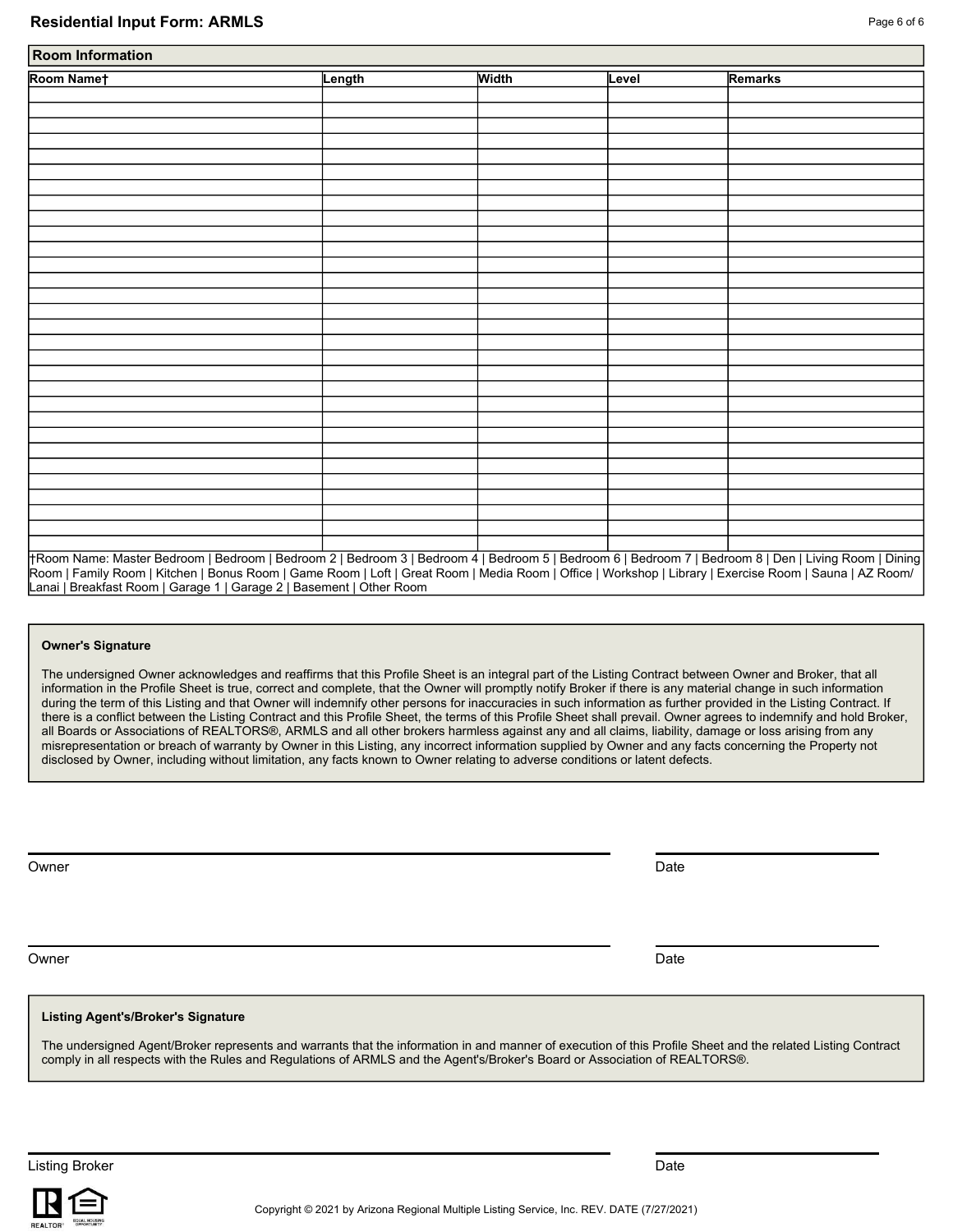## Room Information

| Room Name† | Length | Width | Level | Remarks |
|---|---|---|---|---|
| | | | | |
| | | | | |
| | | | | |
| | | | | |
| | | | | |
| | | | | |
| | | | | |
| | | | | |
| | | | | |
| | | | | |
| | | | | |
| | | | | |
| | | | | |
| | | | | |
| | | | | |
| | | | | |
| | | | | |
| | | | | |
| | | | | |
| | | | | |
| | | | | |
| | | | | |
| | | | | |
| | | | | |
| | | | | |
| | | | | |
| | | | | |
| | | | | |
| | | | | |
| | | | | |

†Room Name: Master Bedroom | Bedroom | Bedroom 2 | Bedroom 3 | Bedroom 4 | Bedroom 5 | Bedroom 6 | Bedroom 7 | Bedroom 8 | Den | Living Room | Dining Room | Family Room | Kitchen | Bonus Room | Game Room | Loft | Great Room | Media Room | Office | Workshop | Library | Exercise Room | Sauna | AZ Room/ Lanai | Breakfast Room | Garage 1 | Garage 2 | Basement | Other Room

### Owner's Signature

The undersigned Owner acknowledges and reaffirms that this Profile Sheet is an integral part of the Listing Contract between Owner and Broker, that all information in the Profile Sheet is true, correct and complete, that the Owner will promptly notify Broker if there is any material change in such information during the term of this Listing and that Owner will indemnify other persons for inaccuracies in such information as further provided in the Listing Contract. If there is a conflict between the Listing Contract and this Profile Sheet, the terms of this Profile Sheet shall prevail. Owner agrees to indemnify and hold Broker, all Boards or Associations of REALTORS®, ARMLS and all other brokers harmless against any and all claims, liability, damage or loss arising from any misrepresentation or breach of warranty by Owner in this Listing, any incorrect information supplied by Owner and any facts concerning the Property not disclosed by Owner, including without limitation, any facts known to Owner relating to adverse conditions or latent defects.

Owner ______________________ Date __________

Owner ______________________ Date __________

### Listing Agent's/Broker's Signature

The undersigned Agent/Broker represents and warrants that the information in and manner of execution of this Profile Sheet and the related Listing Contract comply in all respects with the Rules and Regulations of ARMLS and the Agent's/Broker's Board or Association of REALTORS®.

Listing Broker ______________________ Date __________

Copyright © 2021 by Arizona Regional Multiple Listing Service, Inc. REV. DATE (7/27/2021)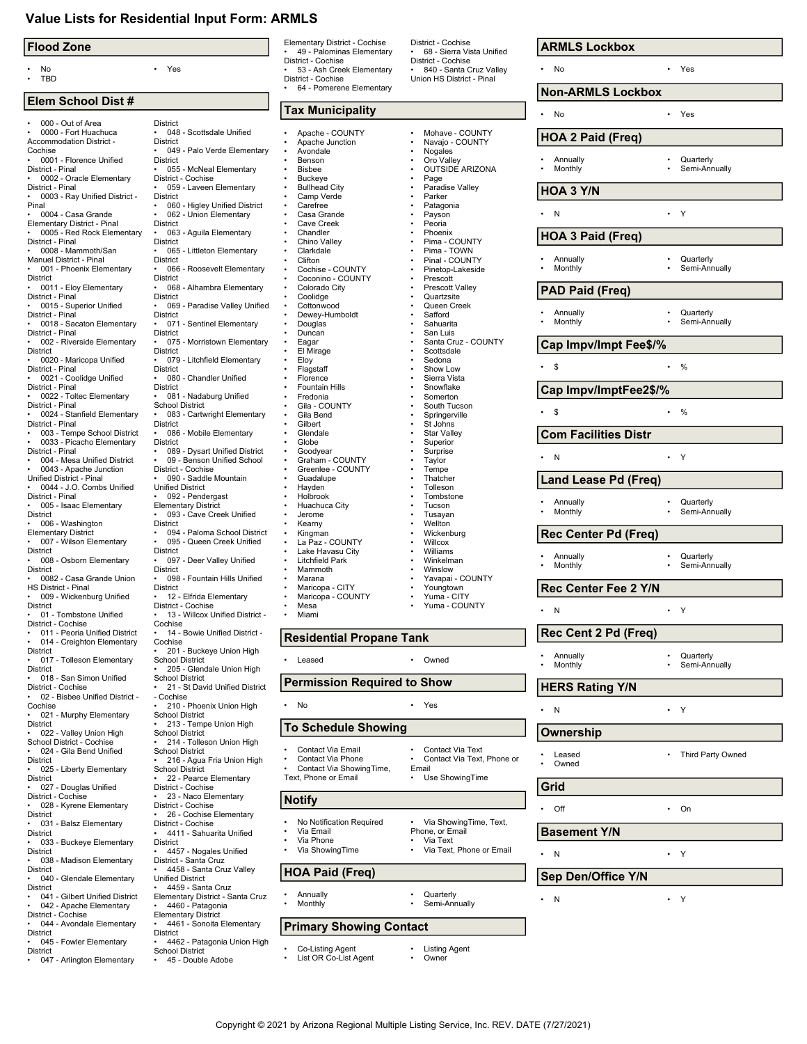# Value Lists for Residential Input Form: ARMLS

## Flood Zone

- No
- TBD
- Yes

## Elem School Dist #

- 000 - Out of Area
- 0000 - Fort Huachuca Accommodation District - Cochise
- 0001 - Florence Unified District - Pinal
- 0002 - Oracle Elementary District - Pinal
- 0003 - Ray Unified District - Pinal
- 0004 - Casa Grande Elementary District - Pinal
- 0005 - Red Rock Elementary District - Pinal
- 0008 - Mammoth/San Manuel District - Pinal
- 001 - Phoenix Elementary District
- 0011 - Eloy Elementary District - Pinal
- 0015 - Superior Unified District - Pinal
- 0018 - Sacaton Elementary District - Pinal
- 002 - Riverside Elementary District
- 0020 - Maricopa Unified District - Pinal
- 0021 - Coolidge Unified District - Pinal
- 0022 - Toltec Elementary District - Pinal
- 0024 - Stanfield Elementary District - Pinal
- 003 - Tempe School District
- 0033 - Picacho Elementary District - Pinal
- 004 - Mesa Unified District
- 0043 - Apache Junction Unified District - Pinal
- 0044 - J.O. Combs Unified District - Pinal
- 005 - Isaac Elementary District
- 006 - Washington Elementary District
- 007 - Wilson Elementary District
- 008 - Osborn Elementary District
- 0082 - Casa Grande Union HS District - Pinal
- 009 - Wickenburg Unified District
- 01 - Tombstone Unified District - Cochise
- 011 - Peoria Unified District
- 014 - Creighton Elementary District
- 017 - Tolleson Elementary District
- 018 - San Simon Unified District - Cochise
- 02 - Bisbee Unified District - Cochise
- 021 - Murphy Elementary District
- 022 - Valley Union High School District - Cochise
- 024 - Gila Bend Unified District
- 025 - Liberty Elementary District
- 027 - Douglas Unified District - Cochise
- 028 - Kyrene Elementary District
- 031 - Balsz Elementary District
- 033 - Buckeye Elementary District
- 038 - Madison Elementary District
- 040 - Glendale Elementary District
- 041 - Gilbert Unified District
- 042 - Apache Elementary District - Cochise
- 044 - Avondale Elementary District
- 045 - Fowler Elementary District
- 047 - Arlington Elementary District
- 048 - Scottsdale Unified District
- 049 - Palo Verde Elementary District
- 055 - McNeal Elementary District - Cochise
- 059 - Laveen Elementary District
- 060 - Higley Unified District
- 062 - Union Elementary District
- 063 - Aguila Elementary District
- 065 - Littleton Elementary District
- 066 - Roosevelt Elementary District
- 068 - Alhambra Elementary District
- 069 - Paradise Valley Unified District
- 071 - Sentinel Elementary District
- 075 - Morristown Elementary District
- 079 - Litchfield Elementary District
- 080 - Chandler Unified District
- 081 - Nadaburg Unified School District
- 083 - Cartwright Elementary District
- 086 - Mobile Elementary District
- 089 - Dysart Unified District
- 09 - Benson Unified School District - Cochise
- 090 - Saddle Mountain Unified District
- 092 - Pendergast Elementary District
- 093 - Cave Creek Unified District
- 094 - Paloma School District
- 095 - Queen Creek Unified District
- 097 - Deer Valley Unified District
- 098 - Fountain Hills Unified District
- 12 - Elfrida Elementary District - Cochise
- 13 - Willcox Unified District - Cochise
- 14 - Bowie Unified District - Cochise
- 201 - Buckeye Union High School District
- 205 - Glendale Union High School District
- 21 - St David Unified District - Cochise
- 210 - Phoenix Union High School District
- 213 - Tempe Union High School District
- 214 - Tolleson Union High School District
- 216 - Agua Fria Union High School District
- 22 - Pearce Elementary District - Cochise
- 23 - Naco Elementary District - Cochise
- 26 - Cochise Elementary District - Cochise
- 4411 - Sahuarita Unified District
- 4457 - Nogales Unified District - Santa Cruz
- 4458 - Santa Cruz Valley Unified District
- 4459 - Santa Cruz Elementary District - Santa Cruz
- 4460 - Patagonia Elementary District
- 4461 - Sonoita Elementary District
- 4462 - Patagonia Union High School District
- 45 - Double Adobe Elementary District - Cochise
- 49 - Palominas Elementary District - Cochise
- 53 - Ash Creek Elementary District - Cochise
- 64 - Pomerene Elementary District - Cochise
- 68 - Sierra Vista Unified District - Cochise
- 840 - Santa Cruz Valley Union HS District - Pinal

## Tax Municipality

- Apache - COUNTY
- Apache Junction
- Avondale
- Benson
- Bisbee
- Buckeye
- Bullhead City
- Camp Verde
- Carefree
- Casa Grande
- Cave Creek
- Chandler
- Chino Valley
- Clarkdale
- Clifton
- Cochise - COUNTY
- Coconino - COUNTY
- Colorado City
- Coolidge
- Cottonwood
- Dewey-Humboldt
- Douglas
- Duncan
- Eagar
- El Mirage
- Eloy
- Flagstaff
- Florence
- Fountain Hills
- Fredonia
- Gila - COUNTY
- Gila Bend
- Gilbert
- Glendale
- Globe
- Goodyear
- Graham - COUNTY
- Greenlee - COUNTY
- Guadalupe
- Hayden
- Holbrook
- Huachuca City
- Jerome
- Kearny
- Kingman
- La Paz - COUNTY
- Lake Havasu City
- Litchfield Park
- Mammoth
- Marana
- Maricopa - CITY
- Maricopa - COUNTY
- Mesa
- Miami
- Mohave - COUNTY
- Navajo - COUNTY
- Nogales
- Oro Valley
- OUTSIDE ARIZONA
- Page
- Paradise Valley
- Parker
- Patagonia
- Payson
- Peoria
- Phoenix
- Pima - COUNTY
- Pima - TOWN
- Pinal - COUNTY
- Pinetop-Lakeside
- Prescott
- Prescott Valley
- Quartzsite
- Queen Creek
- Safford
- Sahuarita
- San Luis
- Santa Cruz - COUNTY
- Scottsdale
- Sedona
- Show Low
- Sierra Vista
- Snowflake
- Somerton
- South Tucson
- Springerville
- St Johns
- Star Valley
- Superior
- Surprise
- Taylor
- Tempe
- Thatcher
- Tolleson
- Tombstone
- Tucson
- Tusayan
- Wellton
- Wickenburg
- Willcox
- Williams
- Winkelman
- Winslow
- Yavapai - COUNTY
- Youngtown
- Yuma - CITY
- Yuma - COUNTY

## Residential Propane Tank

- Leased
- Owned

## Permission Required to Show

- No
- Yes

## To Schedule Showing

- Contact Via Email
- Contact Via Phone
- Contact Via ShowingTime, Text, Phone or Email
- Contact Via Text
- Contact Via Text, Phone or Email
- Use ShowingTime

## Notify

- No Notification Required
- Via Email
- Via Phone
- Via ShowingTime
- Via ShowingTime, Text, Phone, or Email
- Via Text
- Via Text, Phone or Email

## HOA Paid (Freq)

- Annually
- Monthly
- Quarterly
- Semi-Annually

## Primary Showing Contact

- Co-Listing Agent
- List OR Co-List Agent
- Listing Agent
- Owner

## ARMLS Lockbox

- No
- Yes

## Non-ARMLS Lockbox

- No
- Yes

## HOA 2 Paid (Freq)

- Annually
- Monthly
- Quarterly
- Semi-Annually

## HOA 3 Y/N

- N
- Y

## HOA 3 Paid (Freq)

- Annually
- Monthly
- Quarterly
- Semi-Annually

## PAD Paid (Freq)

- Annually
- Monthly
- Quarterly
- Semi-Annually

## Cap Impv/Impt Fee$/%

- $
- %

## Cap Impv/ImptFee2$/%

- $
- %

## Com Facilities Distr

- N
- Y

## Land Lease Pd (Freq)

- Annually
- Monthly
- Quarterly
- Semi-Annually

## Rec Center Pd (Freq)

- Annually
- Monthly
- Quarterly
- Semi-Annually

## Rec Center Fee 2 Y/N

- N
- Y

## Rec Cent 2 Pd (Freq)

- Annually
- Monthly
- Quarterly
- Semi-Annually

## HERS Rating Y/N

- N
- Y

## Ownership

- Leased
- Owned
- Third Party Owned

## Grid

- Off
- On

## Basement Y/N

- N
- Y

## Sep Den/Office Y/N

- N
- Y

Copyright © 2021 by Arizona Regional Multiple Listing Service, Inc. REV. DATE (7/27/2021)